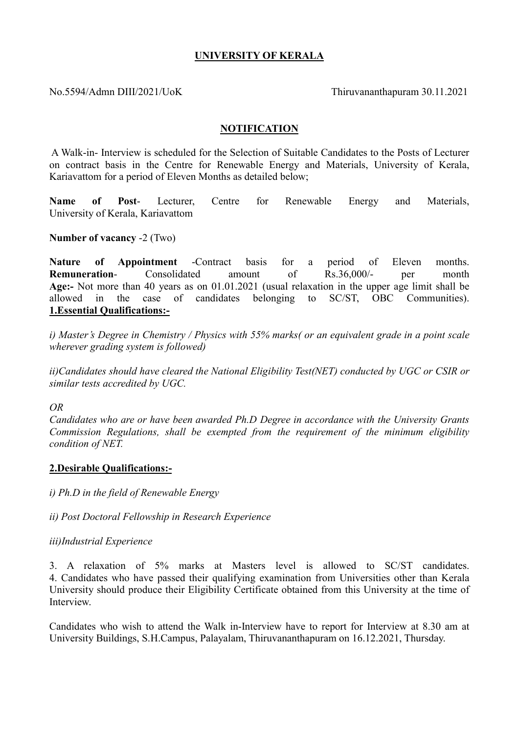# **UNIVERSITY OF KERALA**

No.5594/Admn DIII/2021/UoK Thiruvananthapuram 30.11.2021

## **NOTIFICATION**

A Walk-in- Interview is scheduled for the Selection of Suitable Candidates to the Posts of Lecturer on contract basis in the Centre for Renewable Energy and Materials, University of Kerala, Kariavattom for a period of Eleven Months as detailed below;

**Name of Post**- Lecturer, Centre for Renewable Energy and Materials, University of Kerala, Kariavattom

**Number of vacancy** -2 (Two)

**Nature of Appointment** -Contract basis for a period of Eleven months.
**Remuneration**- Consolidated amount of Rs.36,000/- per month
**Age:-** Not more than 40 years as on 01.01.2021 (usual relaxation in the upper age limit shall be allowed in the case of candidates belonging to SC/ST, OBC Communities).

**1.Essential Qualifications:-**

*i) Master's Degree in Chemistry / Physics with 55% marks( or an equivalent grade in a point scale wherever grading system is followed)*

*ii)Candidates should have cleared the National Eligibility Test(NET) conducted by UGC or CSIR or similar tests accredited by UGC.*

*OR*

*Candidates who are or have been awarded Ph.D Degree in accordance with the University Grants Commission Regulations, shall be exempted from the requirement of the minimum eligibility condition of NET.*

**2.Desirable Qualifications:-**

*i) Ph.D in the field of Renewable Energy*

*ii) Post Doctoral Fellowship in Research Experience*

*iii)Industrial Experience*

3. A relaxation of 5% marks at Masters level is allowed to SC/ST candidates.
4. Candidates who have passed their qualifying examination from Universities other than Kerala University should produce their Eligibility Certificate obtained from this University at the time of Interview.

Candidates who wish to attend the Walk in-Interview have to report for Interview at 8.30 am at University Buildings, S.H.Campus, Palayalam, Thiruvananthapuram on 16.12.2021, Thursday.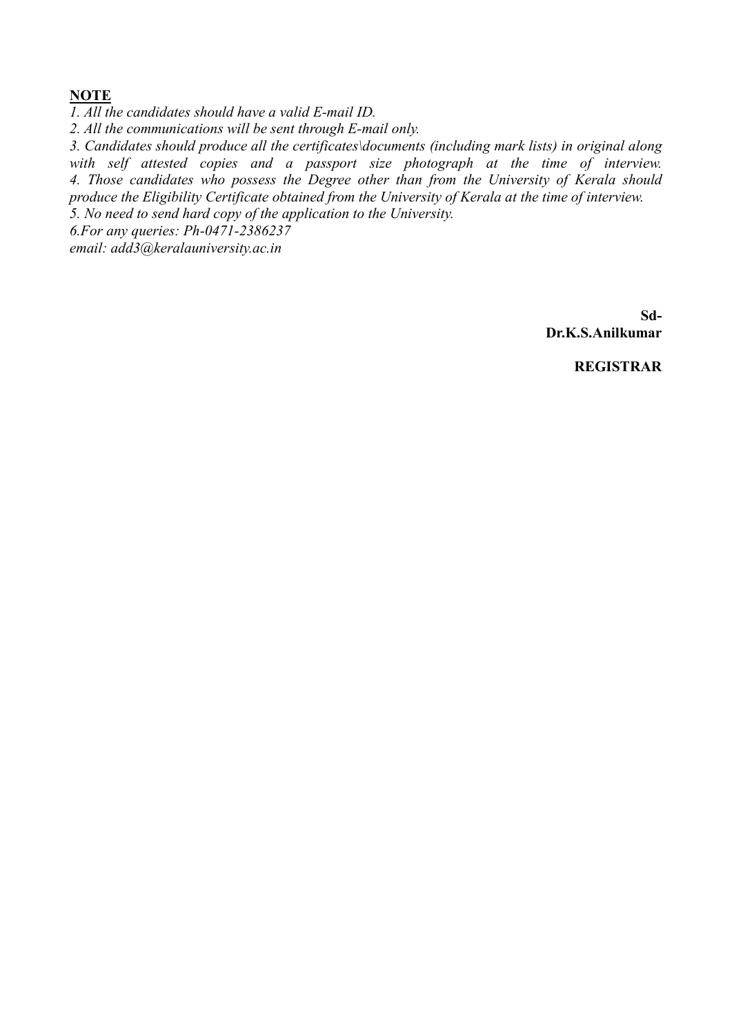**NOTE**

*1. All the candidates should have a valid E-mail ID.*

*2. All the communications will be sent through E-mail only.*

*3. Candidates should produce all the certificates\documents (including mark lists) in original along with self attested copies and a passport size photograph at the time of interview.*

*4. Those candidates who possess the Degree other than from the University of Kerala should produce the Eligibility Certificate obtained from the University of Kerala at the time of interview.*

*5. No need to send hard copy of the application to the University.*

*6.For any queries: Ph-0471-2386237*
*email: add3@keralauniversity.ac.in*

**Sd-**
**Dr.K.S.Anilkumar**

**REGISTRAR**